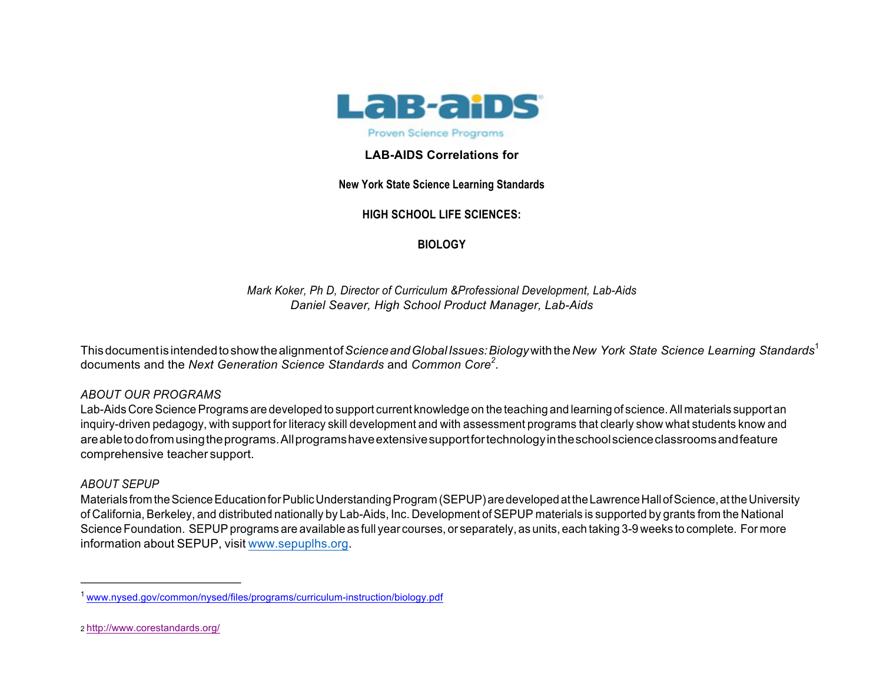LAB-AIDS

Proven Science Programs

# LAB-AIDS Correlations for

## New York State Science Learning Standards

## HIGH SCHOOL LIFE SCIENCES:

## BIOLOGY

*Mark Koker, Ph D, Director of Curriculum &Professional Development, Lab-Aids*
*Daniel Seaver, High School Product Manager, Lab-Aids*

This document is intended to show the alignment of *Science and Global Issues: Biology* with the *New York State Science Learning Standards*[1] documents and the *Next Generation Science Standards* and *Common Core*[2].

*ABOUT OUR PROGRAMS*
Lab-Aids Core Science Programs are developed to support current knowledge on the teaching and learning of science. All materials support an inquiry-driven pedagogy, with support for literacy skill development and with assessment programs that clearly show what students know and are able to do from using the programs. All programs have extensive support for technology in the school science classrooms and feature comprehensive teacher support.

*ABOUT SEPUP*
Materials from the Science Education for Public Understanding Program (SEPUP) are developed at the Lawrence Hall of Science, at the University of California, Berkeley, and distributed nationally by Lab-Aids, Inc. Development of SEPUP materials is supported by grants from the National Science Foundation. SEPUP programs are available as full year courses, or separately, as units, each taking 3-9 weeks to complete. For more information about SEPUP, visit www.sepuplhs.org.

---

[1] www.nysed.gov/common/nysed/files/programs/curriculum-instruction/biology.pdf

[2] http://www.corestandards.org/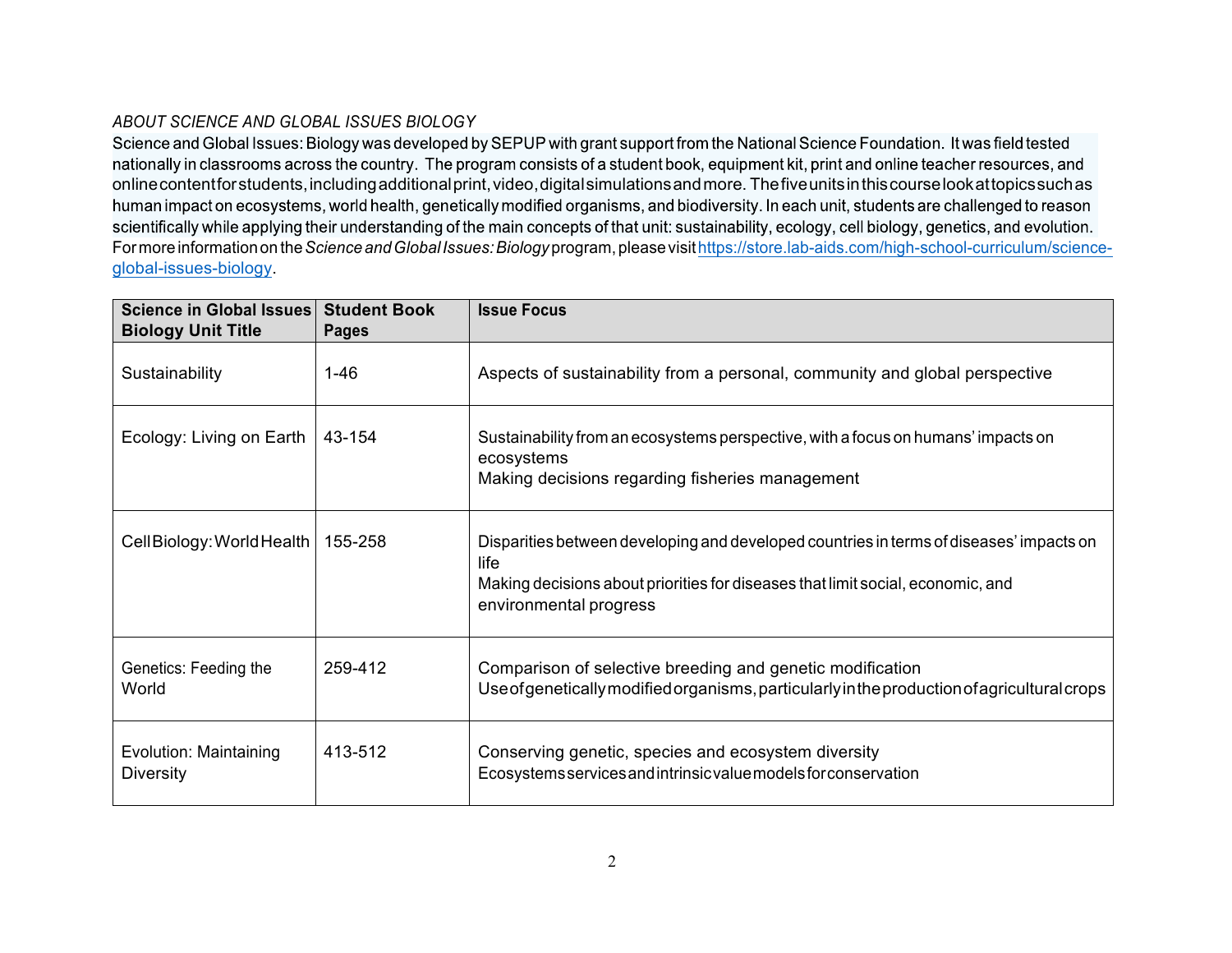*ABOUT SCIENCE AND GLOBAL ISSUES BIOLOGY*

Science and Global Issues: Biology was developed by SEPUP with grant support from the National Science Foundation. It was field tested nationally in classrooms across the country. The program consists of a student book, equipment kit, print and online teacher resources, and online content for students, including additional print, video, digital simulations and more. The five units in this course look at topics such as human impact on ecosystems, world health, genetically modified organisms, and biodiversity. In each unit, students are challenged to reason scientifically while applying their understanding of the main concepts of that unit: sustainability, ecology, cell biology, genetics, and evolution. For more information on the *Science and Global Issues: Biology* program, please visit https://store.lab-aids.com/high-school-curriculum/science-global-issues-biology.

| Science in Global Issues Biology Unit Title | Student Book Pages | Issue Focus |
|---|---|---|
| Sustainability | 1-46 | Aspects of sustainability from a personal, community and global perspective |
| Ecology: Living on Earth | 43-154 | Sustainability from an ecosystems perspective, with a focus on humans' impacts on ecosystems<br>Making decisions regarding fisheries management |
| Cell Biology: World Health | 155-258 | Disparities between developing and developed countries in terms of diseases' impacts on life<br>Making decisions about priorities for diseases that limit social, economic, and environmental progress |
| Genetics: Feeding the World | 259-412 | Comparison of selective breeding and genetic modification<br>Use of genetically modified organisms, particularly in the production of agricultural crops |
| Evolution: Maintaining Diversity | 413-512 | Conserving genetic, species and ecosystem diversity<br>Ecosystems services and intrinsic value models for conservation |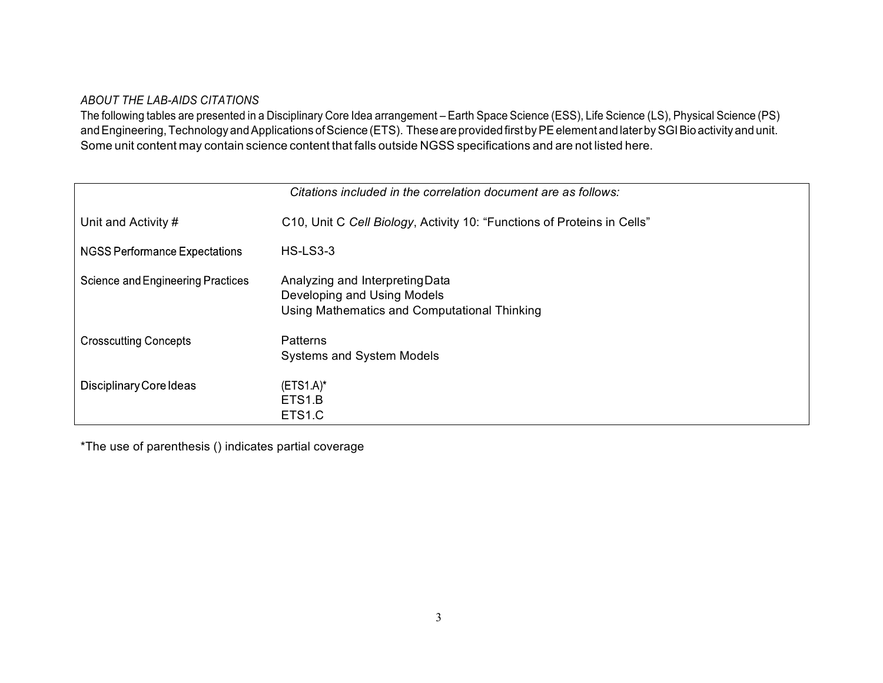*ABOUT THE LAB-AIDS CITATIONS*

The following tables are presented in a Disciplinary Core Idea arrangement – Earth Space Science (ESS), Life Science (LS), Physical Science (PS) and Engineering, Technology and Applications of Science (ETS). These are provided first by PE element and later by SGI Bio activity and unit. Some unit content may contain science content that falls outside NGSS specifications and are not listed here.

| *Citations included in the correlation document are as follows:* | |
|---|---|
| Unit and Activity # | C10, Unit C *Cell Biology*, Activity 10: "Functions of Proteins in Cells" |
| NGSS Performance Expectations | HS-LS3-3 |
| Science and Engineering Practices | Analyzing and Interpreting Data<br>Developing and Using Models<br>Using Mathematics and Computational Thinking |
| Crosscutting Concepts | Patterns<br>Systems and System Models |
| Disciplinary Core Ideas | (ETS1.A)*<br>ETS1.B<br>ETS1.C |

*The use of parenthesis () indicates partial coverage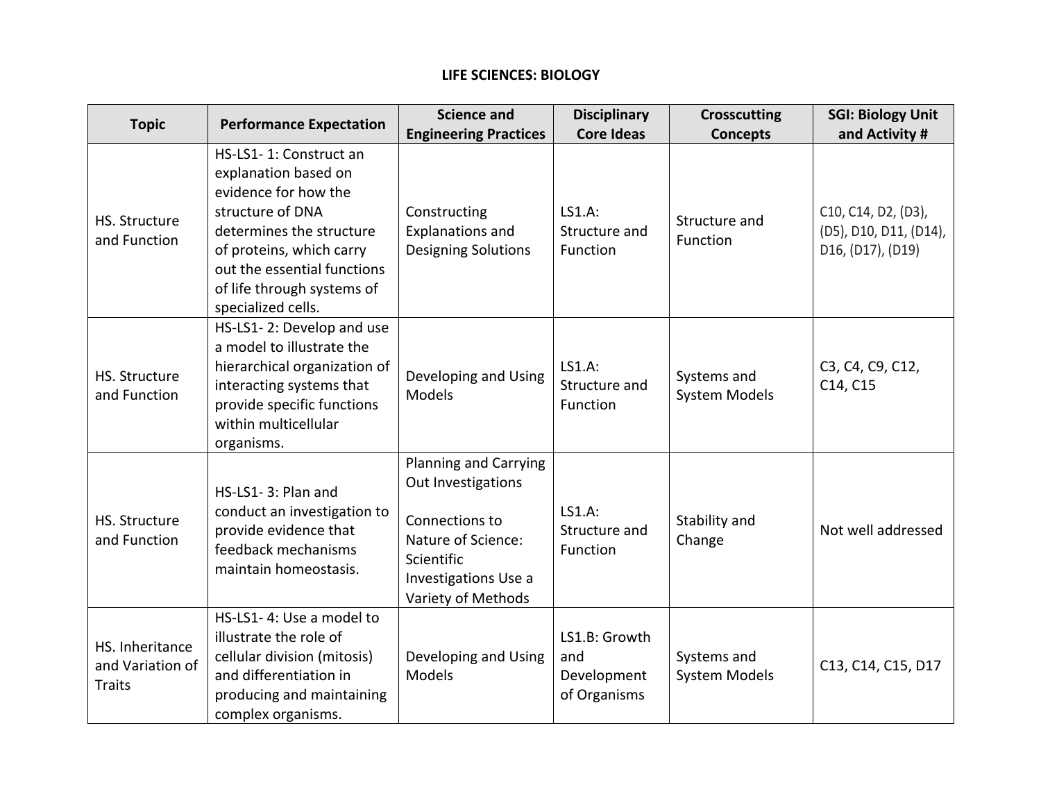# LIFE SCIENCES: BIOLOGY

| Topic | Performance Expectation | Science and Engineering Practices | Disciplinary Core Ideas | Crosscutting Concepts | SGI: Biology Unit and Activity # |
|---|---|---|---|---|---|
| HS. Structure and Function | HS-LS1- 1: Construct an explanation based on evidence for how the structure of DNA determines the structure of proteins, which carry out the essential functions of life through systems of specialized cells. | Constructing Explanations and Designing Solutions | LS1.A: Structure and Function | Structure and Function | C10, C14, D2, (D3), (D5), D10, D11, (D14), D16, (D17), (D19) |
| HS. Structure and Function | HS-LS1- 2: Develop and use a model to illustrate the hierarchical organization of interacting systems that provide specific functions within multicellular organisms. | Developing and Using Models | LS1.A: Structure and Function | Systems and System Models | C3, C4, C9, C12, C14, C15 |
| HS. Structure and Function | HS-LS1- 3: Plan and conduct an investigation to provide evidence that feedback mechanisms maintain homeostasis. | Planning and Carrying Out Investigations<br><br>Connections to Nature of Science: Scientific Investigations Use a Variety of Methods | LS1.A: Structure and Function | Stability and Change | Not well addressed |
| HS. Inheritance and Variation of Traits | HS-LS1- 4: Use a model to illustrate the role of cellular division (mitosis) and differentiation in producing and maintaining complex organisms. | Developing and Using Models | LS1.B: Growth and Development of Organisms | Systems and System Models | C13, C14, C15, D17 |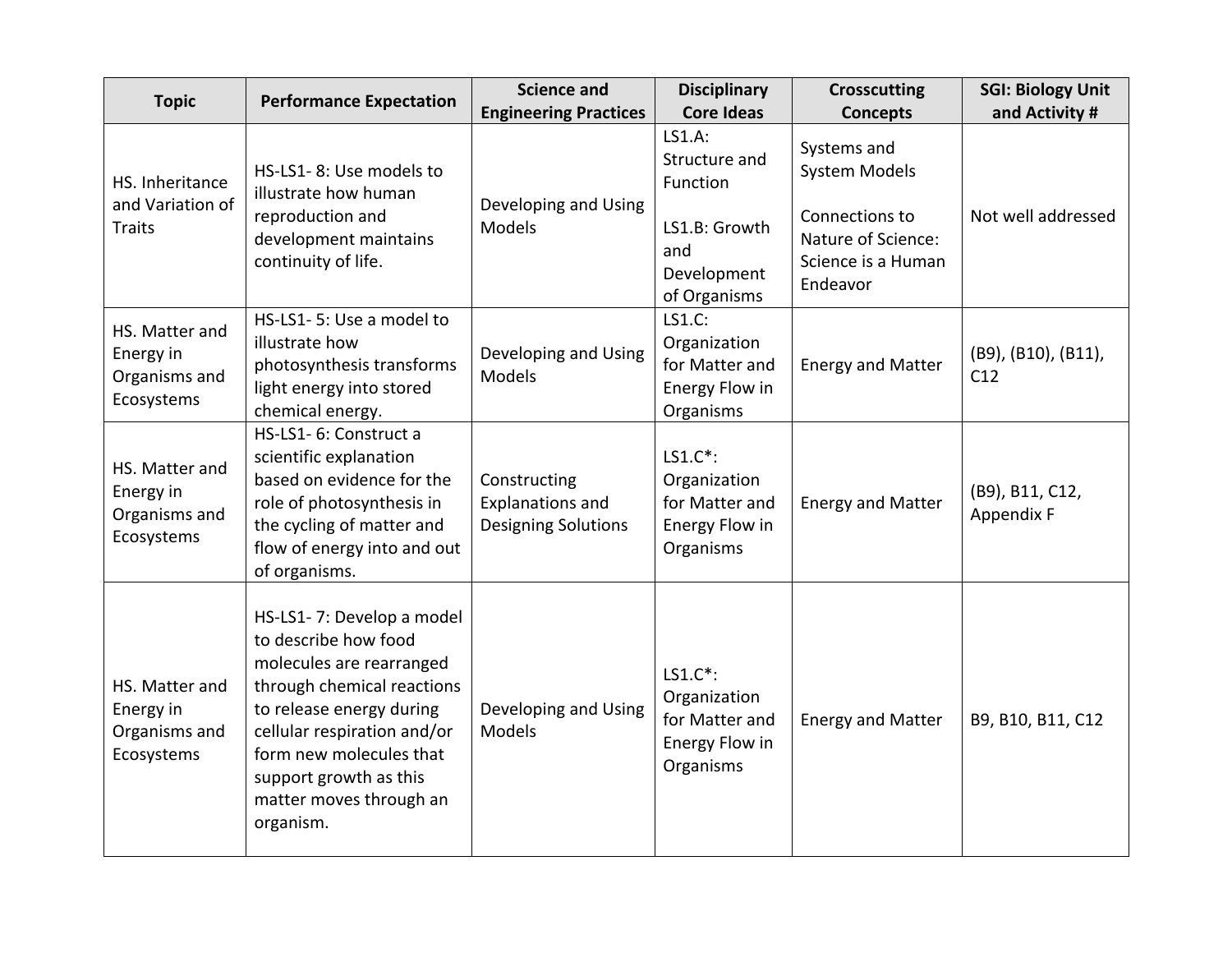| Topic | Performance Expectation | Science and Engineering Practices | Disciplinary Core Ideas | Crosscutting Concepts | SGI: Biology Unit and Activity # |
|---|---|---|---|---|---|
| HS. Inheritance and Variation of Traits | HS-LS1- 8: Use models to illustrate how human reproduction and development maintains continuity of life. | Developing and Using Models | LS1.A: Structure and Function<br><br>LS1.B: Growth and Development of Organisms | Systems and System Models<br><br>Connections to Nature of Science: Science is a Human Endeavor | Not well addressed |
| HS. Matter and Energy in Organisms and Ecosystems | HS-LS1- 5: Use a model to illustrate how photosynthesis transforms light energy into stored chemical energy. | Developing and Using Models | LS1.C: Organization for Matter and Energy Flow in Organisms | Energy and Matter | (B9), (B10), (B11), C12 |
| HS. Matter and Energy in Organisms and Ecosystems | HS-LS1- 6: Construct a scientific explanation based on evidence for the role of photosynthesis in the cycling of matter and flow of energy into and out of organisms. | Constructing Explanations and Designing Solutions | LS1.C*: Organization for Matter and Energy Flow in Organisms | Energy and Matter | (B9), B11, C12, Appendix F |
| HS. Matter and Energy in Organisms and Ecosystems | HS-LS1- 7: Develop a model to describe how food molecules are rearranged through chemical reactions to release energy during cellular respiration and/or form new molecules that support growth as this matter moves through an organism. | Developing and Using Models | LS1.C*: Organization for Matter and Energy Flow in Organisms | Energy and Matter | B9, B10, B11, C12 |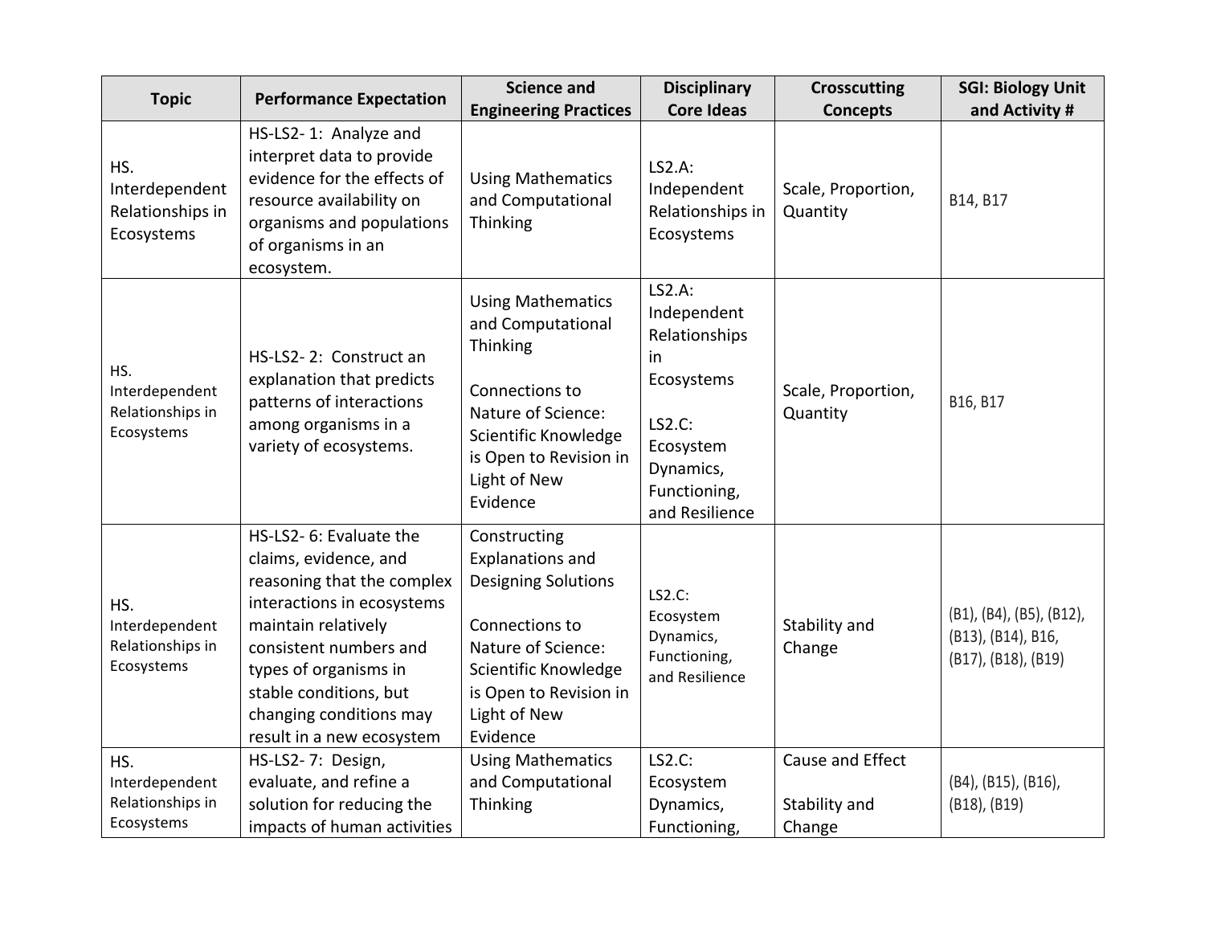| Topic | Performance Expectation | Science and Engineering Practices | Disciplinary Core Ideas | Crosscutting Concepts | SGI: Biology Unit and Activity # |
|---|---|---|---|---|---|
| HS. Interdependent Relationships in Ecosystems | HS-LS2- 1: Analyze and interpret data to provide evidence for the effects of resource availability on organisms and populations of organisms in an ecosystem. | Using Mathematics and Computational Thinking | LS2.A: Independent Relationships in Ecosystems | Scale, Proportion, Quantity | B14, B17 |
| HS. Interdependent Relationships in Ecosystems | HS-LS2- 2: Construct an explanation that predicts patterns of interactions among organisms in a variety of ecosystems. | Using Mathematics and Computational Thinking<br><br>Connections to Nature of Science: Scientific Knowledge is Open to Revision in Light of New Evidence | LS2.A: Independent Relationships in Ecosystems<br><br>LS2.C: Ecosystem Dynamics, Functioning, and Resilience | Scale, Proportion, Quantity | B16, B17 |
| HS. Interdependent Relationships in Ecosystems | HS-LS2- 6: Evaluate the claims, evidence, and reasoning that the complex interactions in ecosystems maintain relatively consistent numbers and types of organisms in stable conditions, but changing conditions may result in a new ecosystem | Constructing Explanations and Designing Solutions<br><br>Connections to Nature of Science: Scientific Knowledge is Open to Revision in Light of New Evidence | LS2.C: Ecosystem Dynamics, Functioning, and Resilience | Stability and Change | (B1), (B4), (B5), (B12), (B13), (B14), B16, (B17), (B18), (B19) |
| HS. Interdependent Relationships in Ecosystems | HS-LS2- 7: Design, evaluate, and refine a solution for reducing the impacts of human activities | Using Mathematics and Computational Thinking | LS2.C: Ecosystem Dynamics, Functioning, | Cause and Effect<br><br>Stability and Change | (B4), (B15), (B16), (B18), (B19) |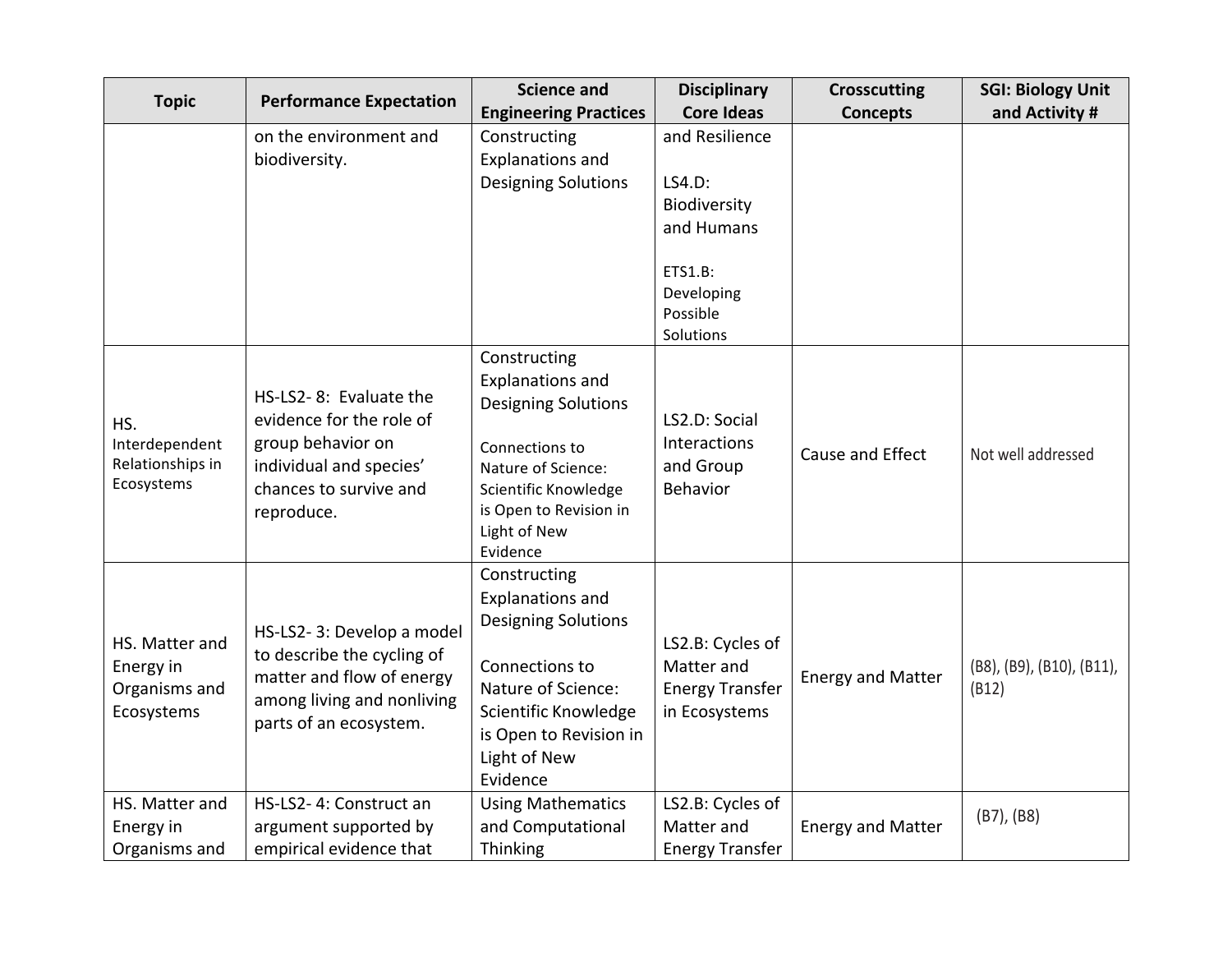| Topic | Performance Expectation | Science and Engineering Practices | Disciplinary Core Ideas | Crosscutting Concepts | SGI: Biology Unit and Activity # |
|---|---|---|---|---|---|
| | on the environment and biodiversity. | Constructing Explanations and Designing Solutions | and Resilience<br><br>LS4.D: Biodiversity and Humans<br><br>ETS1.B: Developing Possible Solutions | | |
| HS. Interdependent Relationships in Ecosystems | HS-LS2- 8: Evaluate the evidence for the role of group behavior on individual and species' chances to survive and reproduce. | Constructing Explanations and Designing Solutions<br><br>Connections to Nature of Science: Scientific Knowledge is Open to Revision in Light of New Evidence | LS2.D: Social Interactions and Group Behavior | Cause and Effect | Not well addressed |
| HS. Matter and Energy in Organisms and Ecosystems | HS-LS2- 3: Develop a model to describe the cycling of matter and flow of energy among living and nonliving parts of an ecosystem. | Constructing Explanations and Designing Solutions<br><br>Connections to Nature of Science: Scientific Knowledge is Open to Revision in Light of New Evidence | LS2.B: Cycles of Matter and Energy Transfer in Ecosystems | Energy and Matter | (B8), (B9), (B10), (B11), (B12) |
| HS. Matter and Energy in Organisms and | HS-LS2- 4: Construct an argument supported by empirical evidence that | Using Mathematics and Computational Thinking | LS2.B: Cycles of Matter and Energy Transfer | Energy and Matter | (B7), (B8) |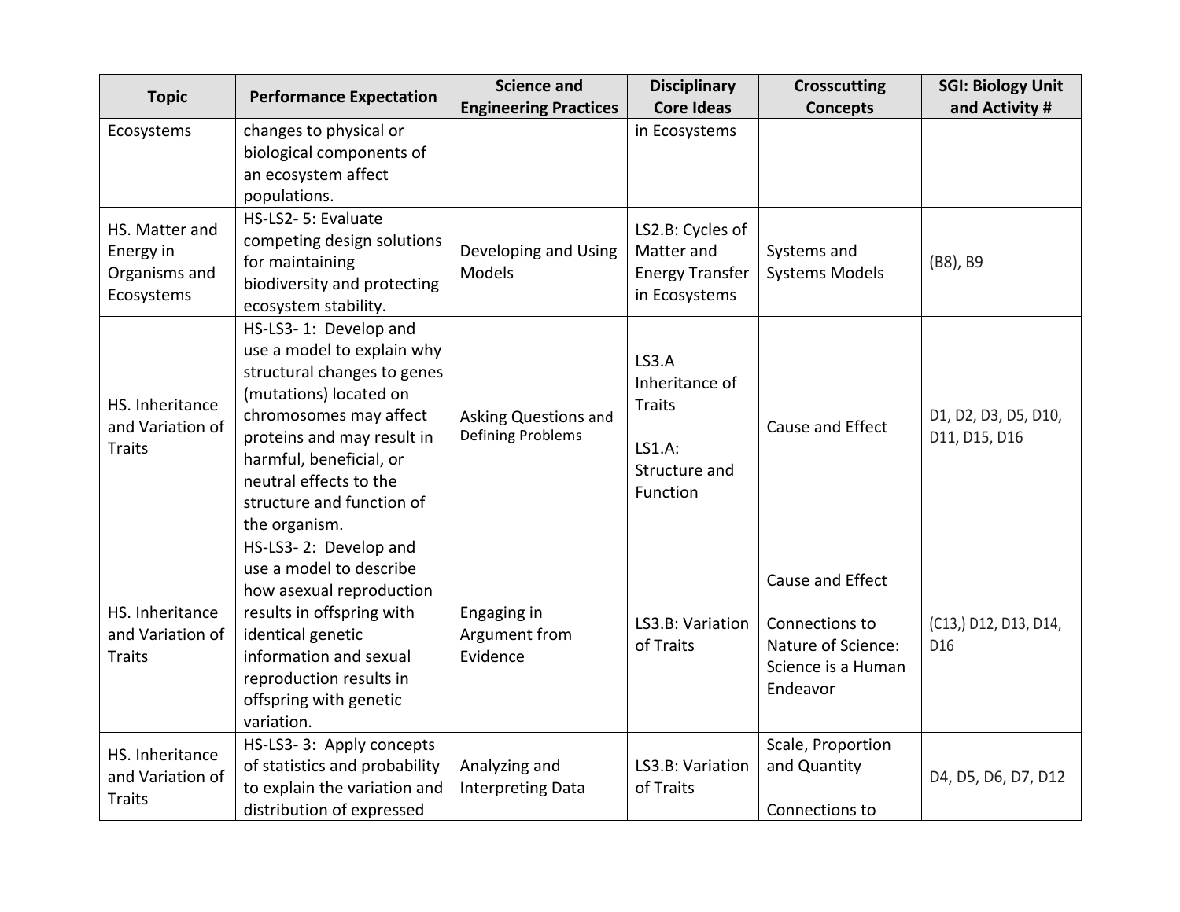| Topic | Performance Expectation | Science and Engineering Practices | Disciplinary Core Ideas | Crosscutting Concepts | SGI: Biology Unit and Activity # |
|---|---|---|---|---|---|
| Ecosystems | changes to physical or biological components of an ecosystem affect populations. | | in Ecosystems | | |
| HS. Matter and Energy in Organisms and Ecosystems | HS-LS2- 5: Evaluate competing design solutions for maintaining biodiversity and protecting ecosystem stability. | Developing and Using Models | LS2.B: Cycles of Matter and Energy Transfer in Ecosystems | Systems and Systems Models | (B8), B9 |
| HS. Inheritance and Variation of Traits | HS-LS3- 1: Develop and use a model to explain why structural changes to genes (mutations) located on chromosomes may affect proteins and may result in harmful, beneficial, or neutral effects to the structure and function of the organism. | Asking Questions and Defining Problems | LS3.A Inheritance of Traits<br><br>LS1.A: Structure and Function | Cause and Effect | D1, D2, D3, D5, D10, D11, D15, D16 |
| HS. Inheritance and Variation of Traits | HS-LS3- 2: Develop and use a model to describe how asexual reproduction results in offspring with identical genetic information and sexual reproduction results in offspring with genetic variation. | Engaging in Argument from Evidence | LS3.B: Variation of Traits | Cause and Effect<br><br>Connections to Nature of Science: Science is a Human Endeavor | (C13,) D12, D13, D14, D16 |
| HS. Inheritance and Variation of Traits | HS-LS3- 3: Apply concepts of statistics and probability to explain the variation and distribution of expressed | Analyzing and Interpreting Data | LS3.B: Variation of Traits | Scale, Proportion and Quantity<br><br>Connections to | D4, D5, D6, D7, D12 |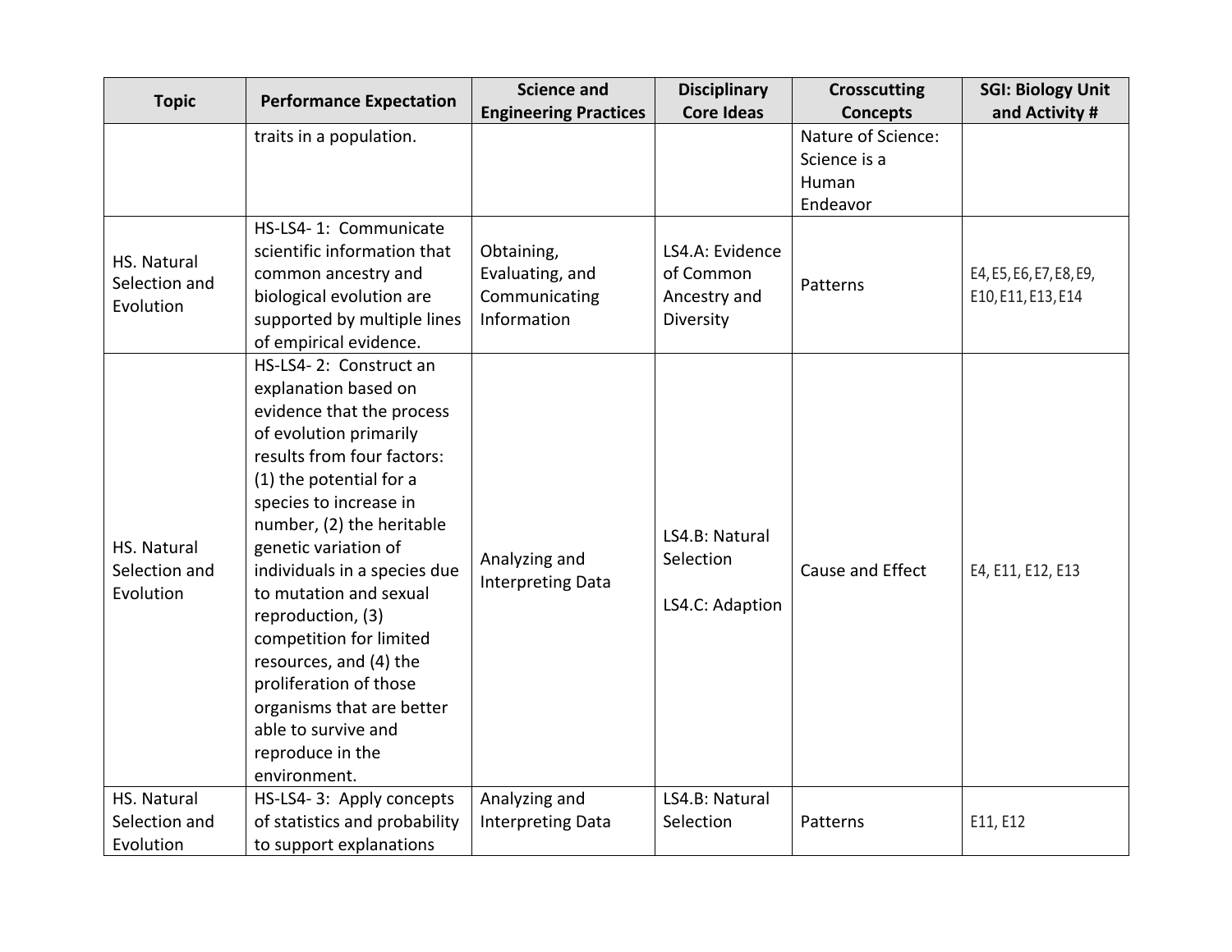| Topic | Performance Expectation | Science and Engineering Practices | Disciplinary Core Ideas | Crosscutting Concepts | SGI: Biology Unit and Activity # |
|---|---|---|---|---|---|
| | traits in a population. | | | Nature of Science: Science is a Human Endeavor | |
| HS. Natural Selection and Evolution | HS-LS4- 1: Communicate scientific information that common ancestry and biological evolution are supported by multiple lines of empirical evidence. | Obtaining, Evaluating, and Communicating Information | LS4.A: Evidence of Common Ancestry and Diversity | Patterns | E4, E5, E6, E7, E8, E9, E10, E11, E13, E14 |
| HS. Natural Selection and Evolution | HS-LS4- 2: Construct an explanation based on evidence that the process of evolution primarily results from four factors: (1) the potential for a species to increase in number, (2) the heritable genetic variation of individuals in a species due to mutation and sexual reproduction, (3) competition for limited resources, and (4) the proliferation of those organisms that are better able to survive and reproduce in the environment. | Analyzing and Interpreting Data | LS4.B: Natural Selection<br><br>LS4.C: Adaption | Cause and Effect | E4, E11, E12, E13 |
| HS. Natural Selection and Evolution | HS-LS4- 3: Apply concepts of statistics and probability to support explanations | Analyzing and Interpreting Data | LS4.B: Natural Selection | Patterns | E11, E12 |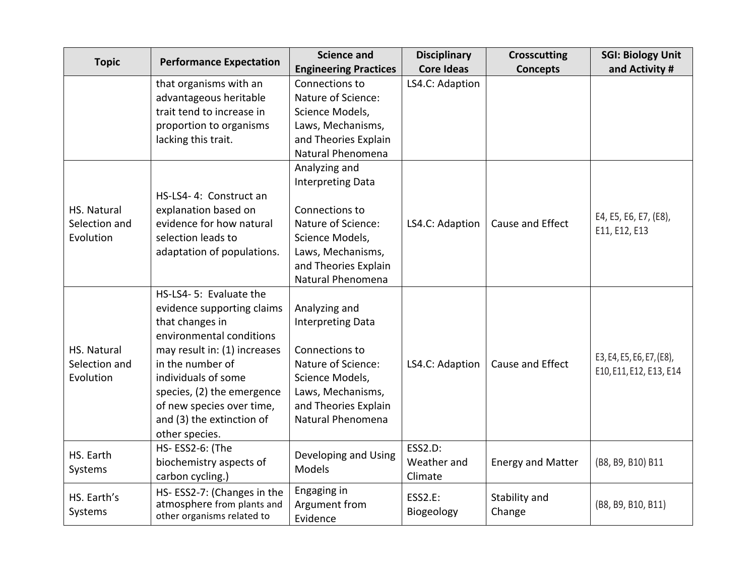| Topic | Performance Expectation | Science and Engineering Practices | Disciplinary Core Ideas | Crosscutting Concepts | SGI: Biology Unit and Activity # |
|---|---|---|---|---|---|
| | that organisms with an advantageous heritable trait tend to increase in proportion to organisms lacking this trait. | Connections to Nature of Science: Science Models, Laws, Mechanisms, and Theories Explain Natural Phenomena | LS4.C: Adaption | | |
| HS. Natural Selection and Evolution | HS-LS4- 4: Construct an explanation based on evidence for how natural selection leads to adaptation of populations. | Analyzing and Interpreting Data<br><br>Connections to Nature of Science: Science Models, Laws, Mechanisms, and Theories Explain Natural Phenomena | LS4.C: Adaption | Cause and Effect | E4, E5, E6, E7, (E8), E11, E12, E13 |
| HS. Natural Selection and Evolution | HS-LS4- 5: Evaluate the evidence supporting claims that changes in environmental conditions may result in: (1) increases in the number of individuals of some species, (2) the emergence of new species over time, and (3) the extinction of other species. | Analyzing and Interpreting Data<br><br>Connections to Nature of Science: Science Models, Laws, Mechanisms, and Theories Explain Natural Phenomena | LS4.C: Adaption | Cause and Effect | E3, E4, E5, E6, E7, (E8), E10, E11, E12, E13, E14 |
| HS. Earth Systems | HS- ESS2-6: (The biochemistry aspects of carbon cycling.) | Developing and Using Models | ESS2.D: Weather and Climate | Energy and Matter | (B8, B9, B10) B11 |
| HS. Earth's Systems | HS- ESS2-7: (Changes in the atmosphere from plants and other organisms related to | Engaging in Argument from Evidence | ESS2.E: Biogeology | Stability and Change | (B8, B9, B10, B11) |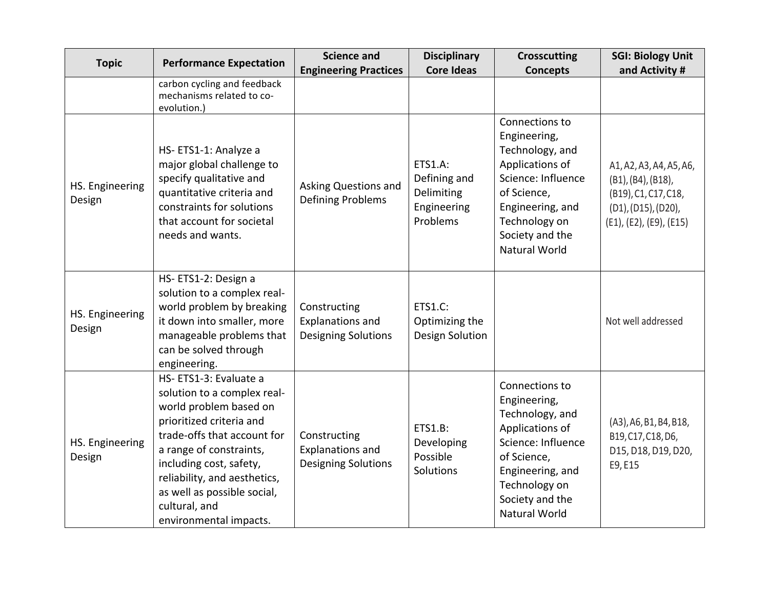| Topic | Performance Expectation | Science and Engineering Practices | Disciplinary Core Ideas | Crosscutting Concepts | SGI: Biology Unit and Activity # |
|---|---|---|---|---|---|
| | carbon cycling and feedback mechanisms related to co-evolution.) | | | | |
| HS. Engineering Design | HS- ETS1-1: Analyze a major global challenge to specify qualitative and quantitative criteria and constraints for solutions that account for societal needs and wants. | Asking Questions and Defining Problems | ETS1.A: Defining and Delimiting Engineering Problems | Connections to Engineering, Technology, and Applications of Science: Influence of Science, Engineering, and Technology on Society and the Natural World | A1, A2, A3, A4, A5, A6, (B1), (B4), (B18), (B19), C1, C17, C18, (D1), (D15), (D20), (E1), (E2), (E9), (E15) |
| HS. Engineering Design | HS- ETS1-2: Design a solution to a complex real-world problem by breaking it down into smaller, more manageable problems that can be solved through engineering. | Constructing Explanations and Designing Solutions | ETS1.C: Optimizing the Design Solution | | Not well addressed |
| HS. Engineering Design | HS- ETS1-3: Evaluate a solution to a complex real-world problem based on prioritized criteria and trade-offs that account for a range of constraints, including cost, safety, reliability, and aesthetics, as well as possible social, cultural, and environmental impacts. | Constructing Explanations and Designing Solutions | ETS1.B: Developing Possible Solutions | Connections to Engineering, Technology, and Applications of Science: Influence of Science, Engineering, and Technology on Society and the Natural World | (A3), A6, B1, B4, B18, B19, C17, C18, D6, D15, D18, D19, D20, E9, E15 |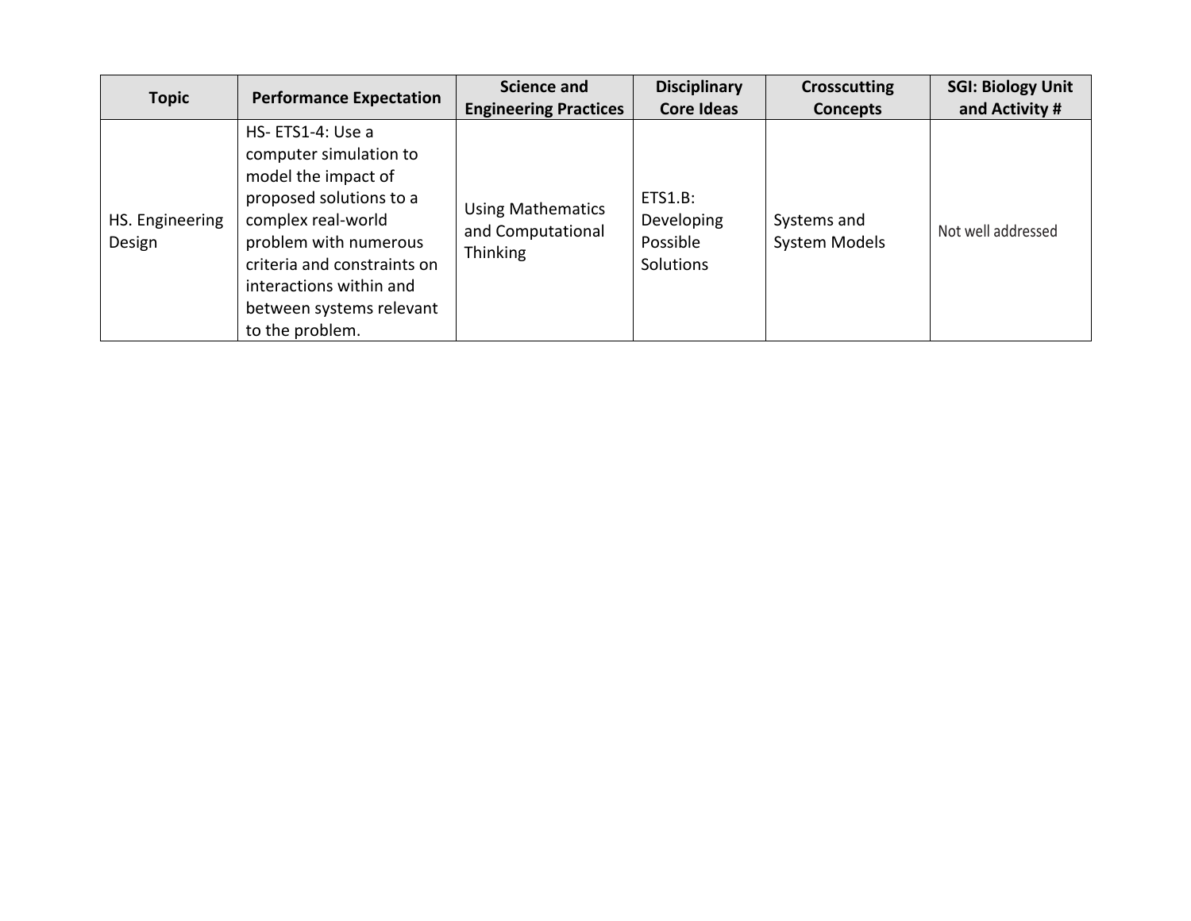| Topic | Performance Expectation | Science and Engineering Practices | Disciplinary Core Ideas | Crosscutting Concepts | SGI: Biology Unit and Activity # |
|---|---|---|---|---|---|
| HS. Engineering Design | HS- ETS1-4: Use a computer simulation to model the impact of proposed solutions to a complex real-world problem with numerous criteria and constraints on interactions within and between systems relevant to the problem. | Using Mathematics and Computational Thinking | ETS1.B: Developing Possible Solutions | Systems and System Models | Not well addressed |